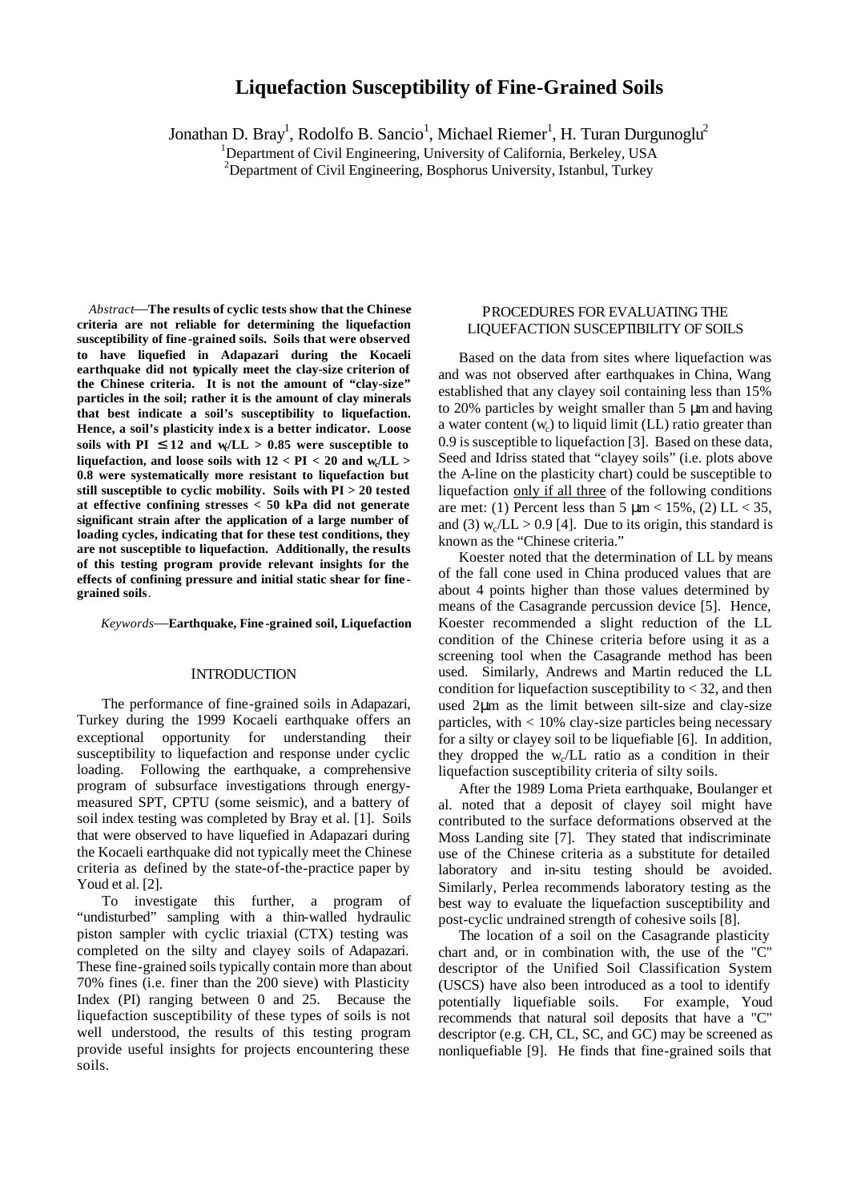# Liquefaction Susceptibility of Fine-Grained Soils

Jonathan D. Bray[1], Rodolfo B. Sancio[1], Michael Riemer[1], H. Turan Durgunoglu[2]

[1]Department of Civil Engineering, University of California, Berkeley, USA

[2]Department of Civil Engineering, Bosphorus University, Istanbul, Turkey

*Abstract*—**The results of cyclic tests show that the Chinese criteria are not reliable for determining the liquefaction susceptibility of fine-grained soils. Soils that were observed to have liquefied in Adapazari during the Kocaeli earthquake did not typically meet the clay-size criterion of the Chinese criteria. It is not the amount of "clay-size" particles in the soil; rather it is the amount of clay minerals that best indicate a soil's susceptibility to liquefaction. Hence, a soil's plasticity index is a better indicator. Loose soils with PI $\leq$ 12 and $w_c$/LL > 0.85 were susceptible to liquefaction, and loose soils with 12 < PI < 20 and $w_c$/LL > 0.8 were systematically more resistant to liquefaction but still susceptible to cyclic mobility. Soils with PI > 20 tested at effective confining stresses < 50 kPa did not generate significant strain after the application of a large number of loading cycles, indicating that for these test conditions, they are not susceptible to liquefaction. Additionally, the results of this testing program provide relevant insights for the effects of confining pressure and initial static shear for fine-grained soils**.

*Keywords*—**Earthquake, Fine-grained soil, Liquefaction**

## INTRODUCTION

The performance of fine-grained soils in Adapazari, Turkey during the 1999 Kocaeli earthquake offers an exceptional opportunity for understanding their susceptibility to liquefaction and response under cyclic loading. Following the earthquake, a comprehensive program of subsurface investigations through energy-measured SPT, CPTU (some seismic), and a battery of soil index testing was completed by Bray et al. [1]. Soils that were observed to have liquefied in Adapazari during the Kocaeli earthquake did not typically meet the Chinese criteria as defined by the state-of-the-practice paper by Youd et al. [2].

To investigate this further, a program of "undisturbed" sampling with a thin-walled hydraulic piston sampler with cyclic triaxial (CTX) testing was completed on the silty and clayey soils of Adapazari. These fine-grained soils typically contain more than about 70% fines (i.e. finer than the 200 sieve) with Plasticity Index (PI) ranging between 0 and 25. Because the liquefaction susceptibility of these types of soils is not well understood, the results of this testing program provide useful insights for projects encountering these soils.

## PROCEDURES FOR EVALUATING THE LIQUEFACTION SUSCEPTIBILITY OF SOILS

Based on the data from sites where liquefaction was and was not observed after earthquakes in China, Wang established that any clayey soil containing less than 15% to 20% particles by weight smaller than 5 μm and having a water content ($w_c$) to liquid limit (LL) ratio greater than 0.9 is susceptible to liquefaction [3]. Based on these data, Seed and Idriss stated that "clayey soils" (i.e. plots above the A-line on the plasticity chart) could be susceptible to liquefaction <u>only if all three</u> of the following conditions are met: (1) Percent less than 5 μm < 15%, (2) LL < 35, and (3) $w_c$/LL > 0.9 [4]. Due to its origin, this standard is known as the "Chinese criteria."

Koester noted that the determination of LL by means of the fall cone used in China produced values that are about 4 points higher than those values determined by means of the Casagrande percussion device [5]. Hence, Koester recommended a slight reduction of the LL condition of the Chinese criteria before using it as a screening tool when the Casagrande method has been used. Similarly, Andrews and Martin reduced the LL condition for liquefaction susceptibility to < 32, and then used 2μm as the limit between silt-size and clay-size particles, with < 10% clay-size particles being necessary for a silty or clayey soil to be liquefiable [6]. In addition, they dropped the $w_c$/LL ratio as a condition in their liquefaction susceptibility criteria of silty soils.

After the 1989 Loma Prieta earthquake, Boulanger et al. noted that a deposit of clayey soil might have contributed to the surface deformations observed at the Moss Landing site [7]. They stated that indiscriminate use of the Chinese criteria as a substitute for detailed laboratory and in-situ testing should be avoided. Similarly, Perlea recommends laboratory testing as the best way to evaluate the liquefaction susceptibility and post-cyclic undrained strength of cohesive soils [8].

The location of a soil on the Casagrande plasticity chart and, or in combination with, the use of the "C" descriptor of the Unified Soil Classification System (USCS) have also been introduced as a tool to identify potentially liquefiable soils. For example, Youd recommends that natural soil deposits that have a "C" descriptor (e.g. CH, CL, SC, and GC) may be screened as nonliquefiable [9]. He finds that fine-grained soils that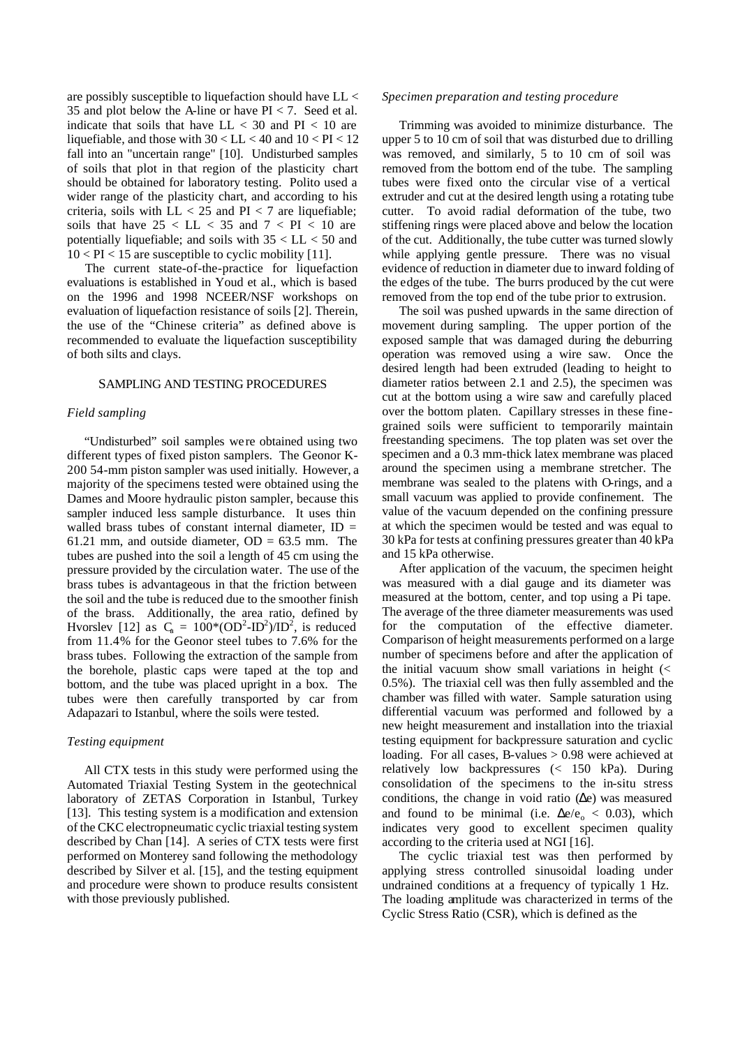are possibly susceptible to liquefaction should have LL < 35 and plot below the A-line or have PI < 7. Seed et al. indicate that soils that have LL < 30 and PI < 10 are liquefiable, and those with 30 < LL < 40 and 10 < PI < 12 fall into an "uncertain range" [10]. Undisturbed samples of soils that plot in that region of the plasticity chart should be obtained for laboratory testing. Polito used a wider range of the plasticity chart, and according to his criteria, soils with LL < 25 and PI < 7 are liquefiable; soils that have 25 < LL < 35 and 7 < PI < 10 are potentially liquefiable; and soils with 35 < LL < 50 and 10 < PI < 15 are susceptible to cyclic mobility [11].

The current state-of-the-practice for liquefaction evaluations is established in Youd et al., which is based on the 1996 and 1998 NCEER/NSF workshops on evaluation of liquefaction resistance of soils [2]. Therein, the use of the "Chinese criteria" as defined above is recommended to evaluate the liquefaction susceptibility of both silts and clays.

## SAMPLING AND TESTING PROCEDURES

### *Field sampling*

"Undisturbed" soil samples were obtained using two different types of fixed piston samplers. The Geonor K-200 54-mm piston sampler was used initially. However, a majority of the specimens tested were obtained using the Dames and Moore hydraulic piston sampler, because this sampler induced less sample disturbance. It uses thin walled brass tubes of constant internal diameter, ID = 61.21 mm, and outside diameter, OD = 63.5 mm. The tubes are pushed into the soil a length of 45 cm using the pressure provided by the circulation water. The use of the brass tubes is advantageous in that the friction between the soil and the tube is reduced due to the smoother finish of the brass. Additionally, the area ratio, defined by Hvorslev [12] as $C_a = 100*(OD^2-ID^2)/ID^2$, is reduced from 11.4% for the Geonor steel tubes to 7.6% for the brass tubes. Following the extraction of the sample from the borehole, plastic caps were taped at the top and bottom, and the tube was placed upright in a box. The tubes were then carefully transported by car from Adapazari to Istanbul, where the soils were tested.

### *Testing equipment*

All CTX tests in this study were performed using the Automated Triaxial Testing System in the geotechnical laboratory of ZETAS Corporation in Istanbul, Turkey [13]. This testing system is a modification and extension of the CKC electropneumatic cyclic triaxial testing system described by Chan [14]. A series of CTX tests were first performed on Monterey sand following the methodology described by Silver et al. [15], and the testing equipment and procedure were shown to produce results consistent with those previously published.

### *Specimen preparation and testing procedure*

Trimming was avoided to minimize disturbance. The upper 5 to 10 cm of soil that was disturbed due to drilling was removed, and similarly, 5 to 10 cm of soil was removed from the bottom end of the tube. The sampling tubes were fixed onto the circular vise of a vertical extruder and cut at the desired length using a rotating tube cutter. To avoid radial deformation of the tube, two stiffening rings were placed above and below the location of the cut. Additionally, the tube cutter was turned slowly while applying gentle pressure. There was no visual evidence of reduction in diameter due to inward folding of the edges of the tube. The burrs produced by the cut were removed from the top end of the tube prior to extrusion.

The soil was pushed upwards in the same direction of movement during sampling. The upper portion of the exposed sample that was damaged during the deburring operation was removed using a wire saw. Once the desired length had been extruded (leading to height to diameter ratios between 2.1 and 2.5), the specimen was cut at the bottom using a wire saw and carefully placed over the bottom platen. Capillary stresses in these fine-grained soils were sufficient to temporarily maintain freestanding specimens. The top platen was set over the specimen and a 0.3 mm-thick latex membrane was placed around the specimen using a membrane stretcher. The membrane was sealed to the platens with O-rings, and a small vacuum was applied to provide confinement. The value of the vacuum depended on the confining pressure at which the specimen would be tested and was equal to 30 kPa for tests at confining pressures greater than 40 kPa and 15 kPa otherwise.

After application of the vacuum, the specimen height was measured with a dial gauge and its diameter was measured at the bottom, center, and top using a Pi tape. The average of the three diameter measurements was used for the computation of the effective diameter. Comparison of height measurements performed on a large number of specimens before and after the application of the initial vacuum show small variations in height (< 0.5%). The triaxial cell was then fully assembled and the chamber was filled with water. Sample saturation using differential vacuum was performed and followed by a new height measurement and installation into the triaxial testing equipment for backpressure saturation and cyclic loading. For all cases, B-values > 0.98 were achieved at relatively low backpressures (< 150 kPa). During consolidation of the specimens to the in-situ stress conditions, the change in void ratio ($\Delta e$) was measured and found to be minimal (i.e. $\Delta e/e_o < 0.03$), which indicates very good to excellent specimen quality according to the criteria used at NGI [16].

The cyclic triaxial test was then performed by applying stress controlled sinusoidal loading under undrained conditions at a frequency of typically 1 Hz. The loading amplitude was characterized in terms of the Cyclic Stress Ratio (CSR), which is defined as the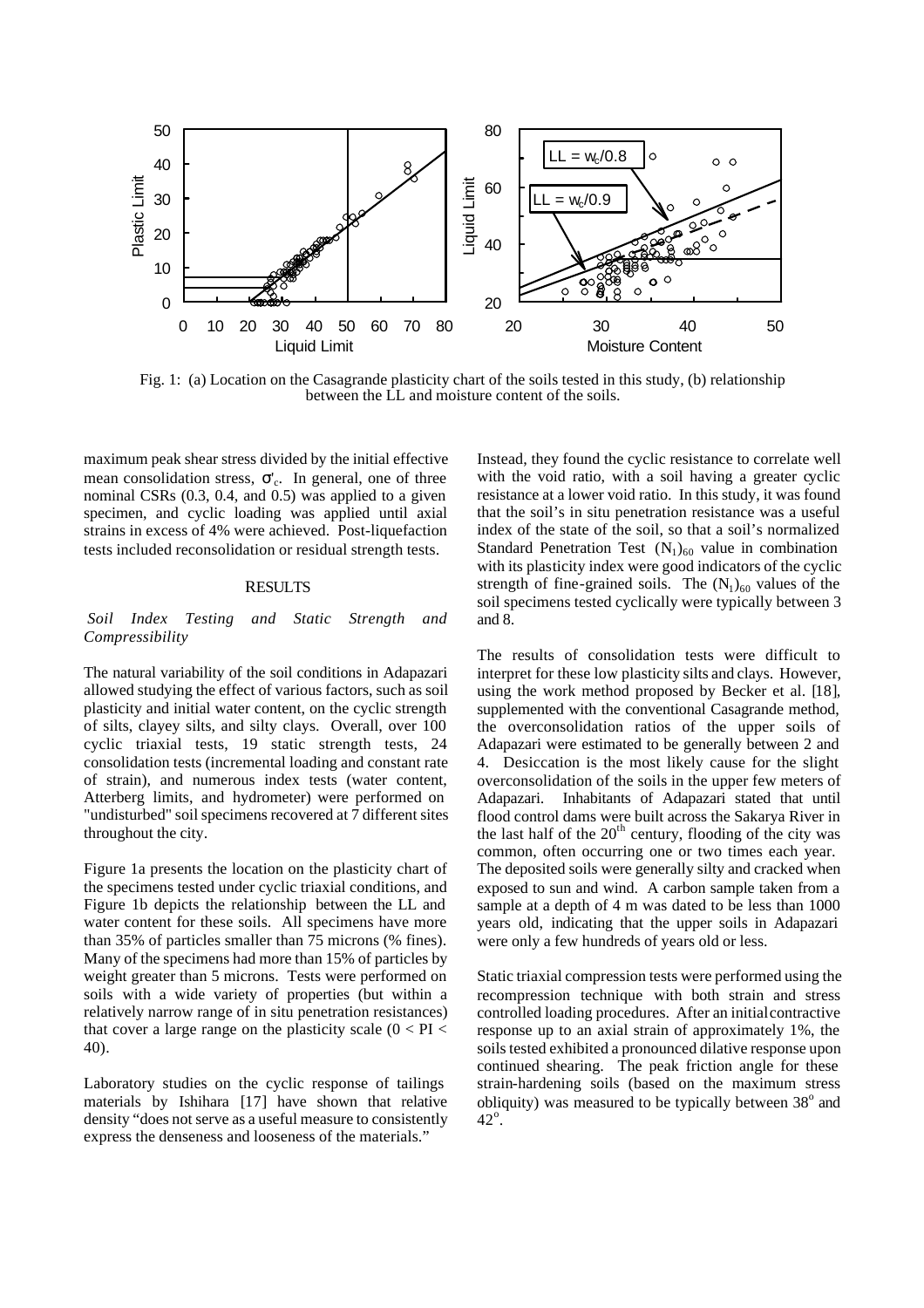50
40
30
20
10
0
Plastic Limit
0 10 20 30 40 50 60 70 80
Liquid Limit

80
60
40
20
Liquid Limit
20 30 40 50
Moisture Content
LL = $w_c$/0.8
LL = $w_c$/0.9

Fig. 1: (a) Location on the Casagrande plasticity chart of the soils tested in this study, (b) relationship between the LL and moisture content of the soils.

maximum peak shear stress divided by the initial effective mean consolidation stress, $\sigma'_c$. In general, one of three nominal CSRs (0.3, 0.4, and 0.5) was applied to a given specimen, and cyclic loading was applied until axial strains in excess of 4% were achieved. Post-liquefaction tests included reconsolidation or residual strength tests.

## RESULTS

### *Soil Index Testing and Static Strength and Compressibility*

The natural variability of the soil conditions in Adapazari allowed studying the effect of various factors, such as soil plasticity and initial water content, on the cyclic strength of silts, clayey silts, and silty clays. Overall, over 100 cyclic triaxial tests, 19 static strength tests, 24 consolidation tests (incremental loading and constant rate of strain), and numerous index tests (water content, Atterberg limits, and hydrometer) were performed on "undisturbed" soil specimens recovered at 7 different sites throughout the city.

Figure 1a presents the location on the plasticity chart of the specimens tested under cyclic triaxial conditions, and Figure 1b depicts the relationship between the LL and water content for these soils. All specimens have more than 35% of particles smaller than 75 microns (% fines). Many of the specimens had more than 15% of particles by weight greater than 5 microns. Tests were performed on soils with a wide variety of properties (but within a relatively narrow range of in situ penetration resistances) that cover a large range on the plasticity scale ($0 < PI < 40$).

Laboratory studies on the cyclic response of tailings materials by Ishihara [17] have shown that relative density "does not serve as a useful measure to consistently express the denseness and looseness of the materials." Instead, they found the cyclic resistance to correlate well with the void ratio, with a soil having a greater cyclic resistance at a lower void ratio. In this study, it was found that the soil's in situ penetration resistance was a useful index of the state of the soil, so that a soil's normalized Standard Penetration Test $(N_1)_{60}$ value in combination with its plasticity index were good indicators of the cyclic strength of fine-grained soils. The $(N_1)_{60}$ values of the soil specimens tested cyclically were typically between 3 and 8.

The results of consolidation tests were difficult to interpret for these low plasticity silts and clays. However, using the work method proposed by Becker et al. [18], supplemented with the conventional Casagrande method, the overconsolidation ratios of the upper soils of Adapazari were estimated to be generally between 2 and 4. Desiccation is the most likely cause for the slight overconsolidation of the soils in the upper few meters of Adapazari. Inhabitants of Adapazari stated that until flood control dams were built across the Sakarya River in the last half of the 20th century, flooding of the city was common, often occurring one or two times each year. The deposited soils were generally silty and cracked when exposed to sun and wind. A carbon sample taken from a sample at a depth of 4 m was dated to be less than 1000 years old, indicating that the upper soils in Adapazari were only a few hundreds of years old or less.

Static triaxial compression tests were performed using the recompression technique with both strain and stress controlled loading procedures. After an initial contractive response up to an axial strain of approximately 1%, the soils tested exhibited a pronounced dilative response upon continued shearing. The peak friction angle for these strain-hardening soils (based on the maximum stress obliquity) was measured to be typically between $38^{\circ}$ and $42^{\circ}$.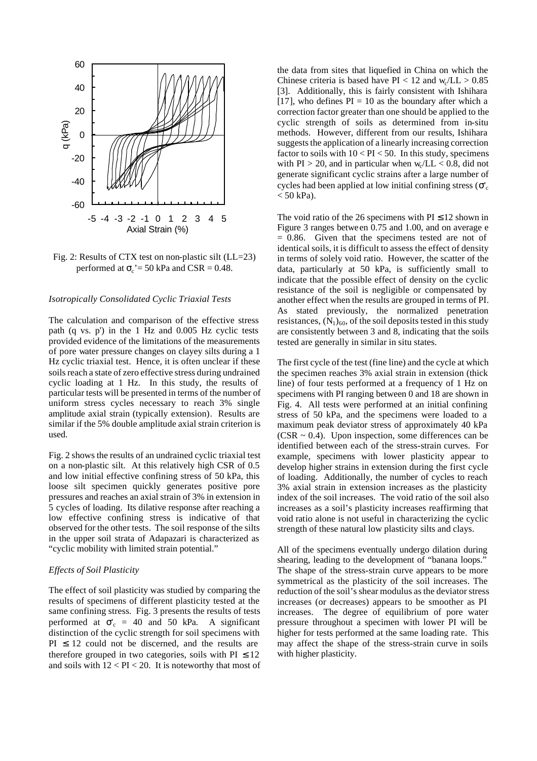60
40
20
0
-20
-40
-60
q (kPa)
-5 -4 -3 -2 -1 0 1 2 3 4 5
Axial Strain (%)

Fig. 2: Results of CTX test on non-plastic silt (LL=23) performed at $\sigma_c$'= 50 kPa and CSR = 0.48.

*Isotropically Consolidated Cyclic Triaxial Tests*

The calculation and comparison of the effective stress path (q vs. p') in the 1 Hz and 0.005 Hz cyclic tests provided evidence of the limitations of the measurements of pore water pressure changes on clayey silts during a 1 Hz cyclic triaxial test. Hence, it is often unclear if these soils reach a state of zero effective stress during undrained cyclic loading at 1 Hz. In this study, the results of particular tests will be presented in terms of the number of uniform stress cycles necessary to reach 3% single amplitude axial strain (typically extension). Results are similar if the 5% double amplitude axial strain criterion is used.

Fig. 2 shows the results of an undrained cyclic triaxial test on a non-plastic silt. At this relatively high CSR of 0.5 and low initial effective confining stress of 50 kPa, this loose silt specimen quickly generates positive pore pressures and reaches an axial strain of 3% in extension in 5 cycles of loading. Its dilative response after reaching a low effective confining stress is indicative of that observed for the other tests. The soil response of the silts in the upper soil strata of Adapazari is characterized as "cyclic mobility with limited strain potential."

*Effects of Soil Plasticity*

The effect of soil plasticity was studied by comparing the results of specimens of different plasticity tested at the same confining stress. Fig. 3 presents the results of tests performed at $\sigma'_c$ = 40 and 50 kPa. A significant distinction of the cyclic strength for soil specimens with PI $\leq$ 12 could not be discerned, and the results are therefore grouped in two categories, soils with PI $\leq$ 12 and soils with 12 < PI < 20. It is noteworthy that most of the data from sites that liquefied in China on which the Chinese criteria is based have PI < 12 and $w_c$/LL > 0.85 [3]. Additionally, this is fairly consistent with Ishihara [17], who defines PI = 10 as the boundary after which a correction factor greater than one should be applied to the cyclic strength of soils as determined from in-situ methods. However, different from our results, Ishihara suggests the application of a linearly increasing correction factor to soils with 10 < PI < 50. In this study, specimens with PI > 20, and in particular when $w_c$/LL < 0.8, did not generate significant cyclic strains after a large number of cycles had been applied at low initial confining stress ($\sigma'_c$ < 50 kPa).

The void ratio of the 26 specimens with PI $\leq$ 12 shown in Figure 3 ranges between 0.75 and 1.00, and on average e = 0.86. Given that the specimens tested are not of identical soils, it is difficult to assess the effect of density in terms of solely void ratio. However, the scatter of the data, particularly at 50 kPa, is sufficiently small to indicate that the possible effect of density on the cyclic resistance of the soil is negligible or compensated by another effect when the results are grouped in terms of PI. As stated previously, the normalized penetration resistances, $(N_1)_{60}$, of the soil deposits tested in this study are consistently between 3 and 8, indicating that the soils tested are generally in similar in situ states.

The first cycle of the test (fine line) and the cycle at which the specimen reaches 3% axial strain in extension (thick line) of four tests performed at a frequency of 1 Hz on specimens with PI ranging between 0 and 18 are shown in Fig. 4. All tests were performed at an initial confining stress of 50 kPa, and the specimens were loaded to a maximum peak deviator stress of approximately 40 kPa (CSR ~ 0.4). Upon inspection, some differences can be identified between each of the stress-strain curves. For example, specimens with lower plasticity appear to develop higher strains in extension during the first cycle of loading. Additionally, the number of cycles to reach 3% axial strain in extension increases as the plasticity index of the soil increases. The void ratio of the soil also increases as a soil's plasticity increases reaffirming that void ratio alone is not useful in characterizing the cyclic strength of these natural low plasticity silts and clays.

All of the specimens eventually undergo dilation during shearing, leading to the development of "banana loops." The shape of the stress-strain curve appears to be more symmetrical as the plasticity of the soil increases. The reduction of the soil's shear modulus as the deviator stress increases (or decreases) appears to be smoother as PI increases. The degree of equilibrium of pore water pressure throughout a specimen with lower PI will be higher for tests performed at the same loading rate. This may affect the shape of the stress-strain curve in soils with higher plasticity.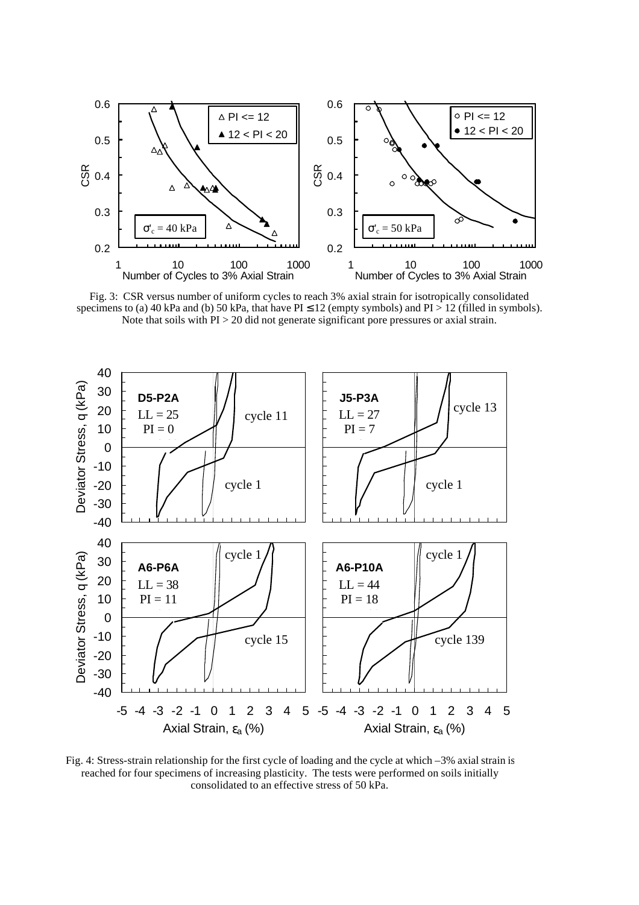Fig. 3: CSR versus number of uniform cycles to reach 3% axial strain for isotropically consolidated specimens to (a) 40 kPa and (b) 50 kPa, that have PI ≤ 12 (empty symbols) and PI > 12 (filled in symbols). Note that soils with PI > 20 did not generate significant pore pressures or axial strain.

Fig. 4: Stress-strain relationship for the first cycle of loading and the cycle at which –3% axial strain is reached for four specimens of increasing plasticity. The tests were performed on soils initially consolidated to an effective stress of 50 kPa.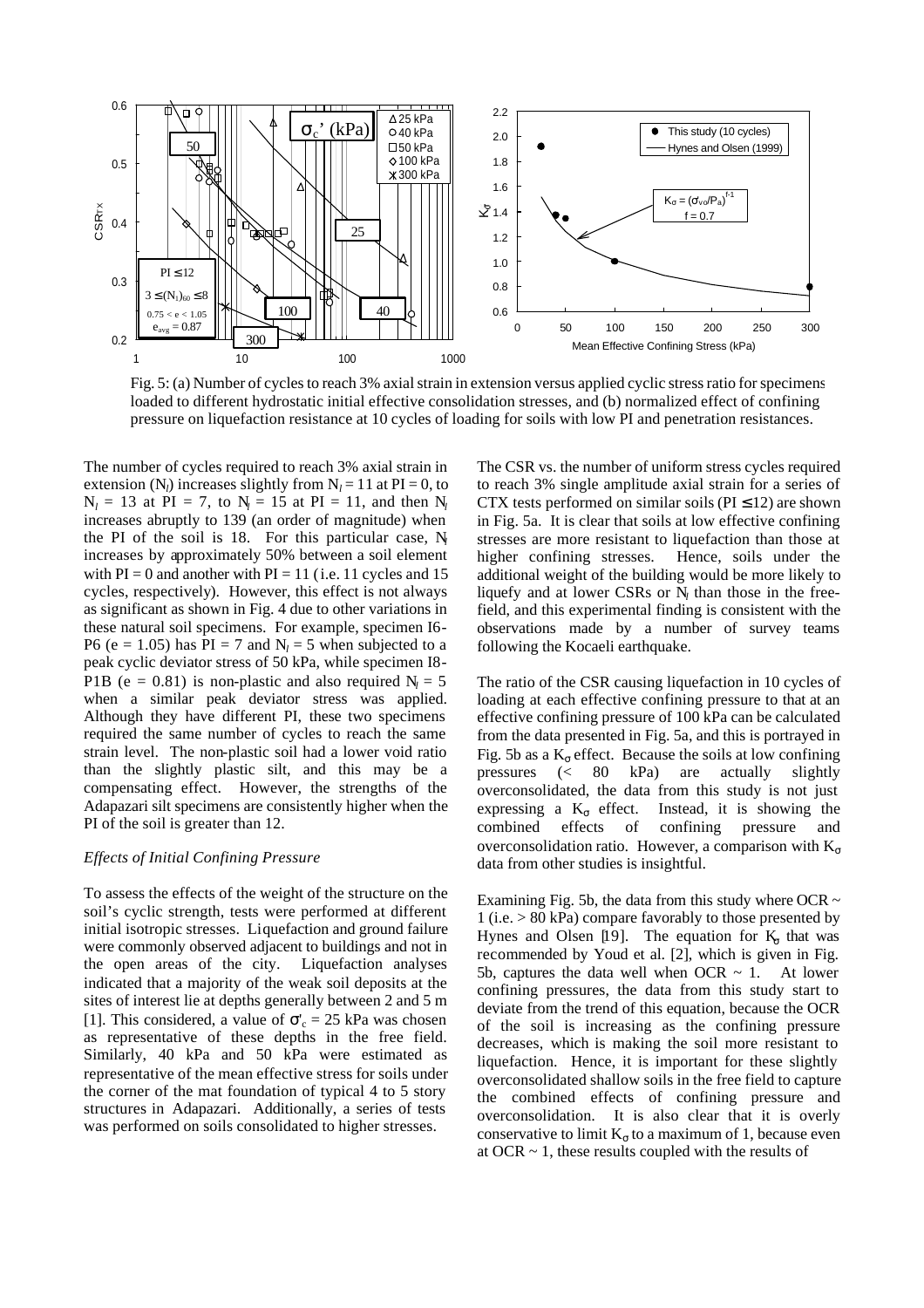0.6
0.5
0.4
0.3
0.2
CSRTX
1
10
100
1000
50
25
100
40
300
$\sigma_c$' (kPa)
Δ 25 kPa
○ 40 kPa
□ 50 kPa
◇ 100 kPa
x 300 kPa
PI ≤ 12
$3 \le (N_1)_{60} \le 8$
0.75 < e < 1.05
$e_{avg}$ = 0.87

2.2
2.0
1.8
1.6
1.4
1.2
1.0
0.8
0.6
$K_\sigma$
0
50
100
150
200
250
300
Mean Effective Confining Stress (kPa)
● This study (10 cycles)
— Hynes and Olsen (1999)
$K_\sigma = (\sigma_{vo}/P_a)^{f-1}$
f = 0.7

Fig. 5: (a) Number of cycles to reach 3% axial strain in extension versus applied cyclic stress ratio for specimens loaded to different hydrostatic initial effective consolidation stresses, and (b) normalized effect of confining pressure on liquefaction resistance at 10 cycles of loading for soils with low PI and penetration resistances.

The number of cycles required to reach 3% axial strain in extension ($N_l$) increases slightly from $N_l = 11$ at PI = 0, to $N_l = 13$ at PI = 7, to $N_l = 15$ at PI = 11, and then $N_l$ increases abruptly to 139 (an order of magnitude) when the PI of the soil is 18. For this particular case, $N_l$ increases by approximately 50% between a soil element with PI = 0 and another with PI = 11 (i.e. 11 cycles and 15 cycles, respectively). However, this effect is not always as significant as shown in Fig. 4 due to other variations in these natural soil specimens. For example, specimen I6-P6 (e = 1.05) has PI = 7 and $N_l = 5$ when subjected to a peak cyclic deviator stress of 50 kPa, while specimen I8-P1B (e = 0.81) is non-plastic and also required $N_l = 5$ when a similar peak deviator stress was applied. Although they have different PI, these two specimens required the same number of cycles to reach the same strain level. The non-plastic soil had a lower void ratio than the slightly plastic silt, and this may be a compensating effect. However, the strengths of the Adapazari silt specimens are consistently higher when the PI of the soil is greater than 12.

### *Effects of Initial Confining Pressure*

To assess the effects of the weight of the structure on the soil's cyclic strength, tests were performed at different initial isotropic stresses. Liquefaction and ground failure were commonly observed adjacent to buildings and not in the open areas of the city. Liquefaction analyses indicated that a majority of the weak soil deposits at the sites of interest lie at depths generally between 2 and 5 m [1]. This considered, a value of $\sigma'_c = 25$ kPa was chosen as representative of these depths in the free field. Similarly, 40 kPa and 50 kPa were estimated as representative of the mean effective stress for soils under the corner of the mat foundation of typical 4 to 5 story structures in Adapazari. Additionally, a series of tests was performed on soils consolidated to higher stresses.

The CSR vs. the number of uniform stress cycles required to reach 3% single amplitude axial strain for a series of CTX tests performed on similar soils (PI ≤ 12) are shown in Fig. 5a. It is clear that soils at low effective confining stresses are more resistant to liquefaction than those at higher confining stresses. Hence, soils under the additional weight of the building would be more likely to liquefy and at lower CSRs or $N_l$ than those in the free-field, and this experimental finding is consistent with the observations made by a number of survey teams following the Kocaeli earthquake.

The ratio of the CSR causing liquefaction in 10 cycles of loading at each effective confining pressure to that at an effective confining pressure of 100 kPa can be calculated from the data presented in Fig. 5a, and this is portrayed in Fig. 5b as a $K_\sigma$ effect. Because the soils at low confining pressures (< 80 kPa) are actually slightly overconsolidated, the data from this study is not just expressing a $K_\sigma$ effect. Instead, it is showing the combined effects of confining pressure and overconsolidation ratio. However, a comparison with $K_\sigma$ data from other studies is insightful.

Examining Fig. 5b, the data from this study where OCR ~ 1 (i.e. > 80 kPa) compare favorably to those presented by Hynes and Olsen [19]. The equation for $K_\sigma$ that was recommended by Youd et al. [2], which is given in Fig. 5b, captures the data well when OCR ~ 1. At lower confining pressures, the data from this study start to deviate from the trend of this equation, because the OCR of the soil is increasing as the confining pressure decreases, which is making the soil more resistant to liquefaction. Hence, it is important for these slightly overconsolidated shallow soils in the free field to capture the combined effects of confining pressure and overconsolidation. It is also clear that it is overly conservative to limit $K_\sigma$ to a maximum of 1, because even at OCR ~ 1, these results coupled with the results of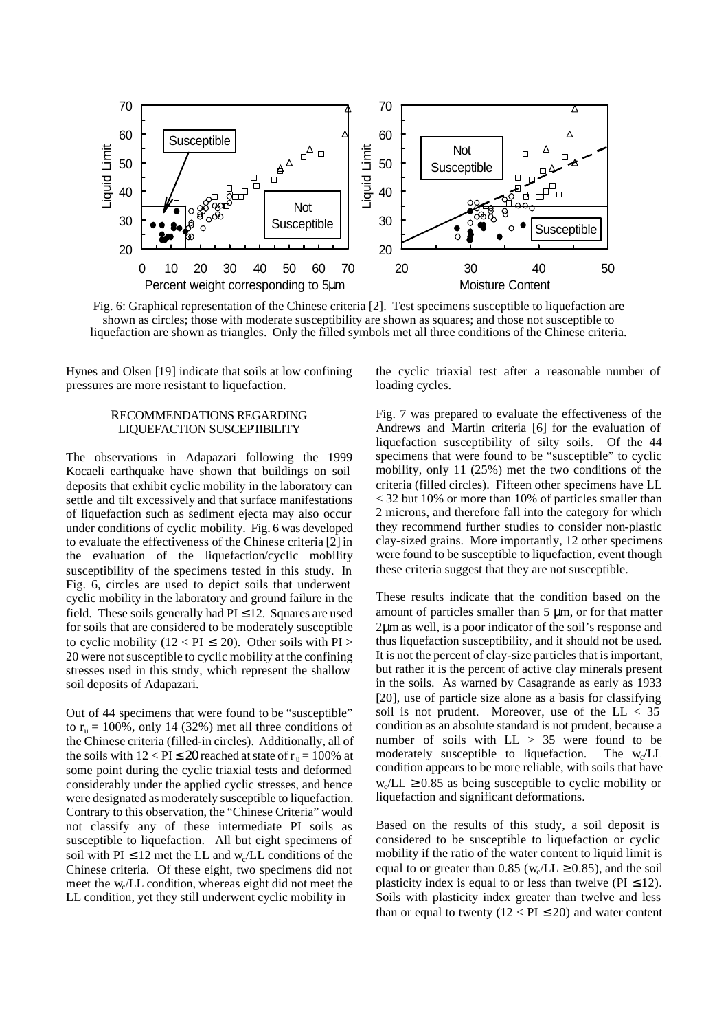70

60

50

40

30

20

Liquid Limit

Susceptible

Not Susceptible

0 10 20 30 40 50 60 70

Percent weight corresponding to 5μm

70

60

50

40

30

20

Liquid Limit

Not Susceptible

Susceptible

20 30 40 50

Moisture Content

Fig. 6: Graphical representation of the Chinese criteria [2]. Test specimens susceptible to liquefaction are shown as circles; those with moderate susceptibility are shown as squares; and those not susceptible to liquefaction are shown as triangles. Only the filled symbols met all three conditions of the Chinese criteria.

Hynes and Olsen [19] indicate that soils at low confining pressures are more resistant to liquefaction.

## RECOMMENDATIONS REGARDING LIQUEFACTION SUSCEPTIBILITY

The observations in Adapazari following the 1999 Kocaeli earthquake have shown that buildings on soil deposits that exhibit cyclic mobility in the laboratory can settle and tilt excessively and that surface manifestations of liquefaction such as sediment ejecta may also occur under conditions of cyclic mobility. Fig. 6 was developed to evaluate the effectiveness of the Chinese criteria [2] in the evaluation of the liquefaction/cyclic mobility susceptibility of the specimens tested in this study. In Fig. 6, circles are used to depict soils that underwent cyclic mobility in the laboratory and ground failure in the field. These soils generally had PI ≤ 12. Squares are used for soils that are considered to be moderately susceptible to cyclic mobility (12 < PI ≤ 20). Other soils with PI > 20 were not susceptible to cyclic mobility at the confining stresses used in this study, which represent the shallow soil deposits of Adapazari.

Out of 44 specimens that were found to be "susceptible" to $r_u = 100\%$, only 14 (32%) met all three conditions of the Chinese criteria (filled-in circles). Additionally, all of the soils with 12 < PI ≤ 20 reached at state of $r_u = 100\%$ at some point during the cyclic triaxial tests and deformed considerably under the applied cyclic stresses, and hence were designated as moderately susceptible to liquefaction. Contrary to this observation, the "Chinese Criteria" would not classify any of these intermediate PI soils as susceptible to liquefaction. All but eight specimens of soil with PI ≤ 12 met the LL and $w_c$/LL conditions of the Chinese criteria. Of these eight, two specimens did not meet the $w_c$/LL condition, whereas eight did not meet the LL condition, yet they still underwent cyclic mobility in the cyclic triaxial test after a reasonable number of loading cycles.

Fig. 7 was prepared to evaluate the effectiveness of the Andrews and Martin criteria [6] for the evaluation of liquefaction susceptibility of silty soils. Of the 44 specimens that were found to be "susceptible" to cyclic mobility, only 11 (25%) met the two conditions of the criteria (filled circles). Fifteen other specimens have LL < 32 but 10% or more than 10% of particles smaller than 2 microns, and therefore fall into the category for which they recommend further studies to consider non-plastic clay-sized grains. More importantly, 12 other specimens were found to be susceptible to liquefaction, event though these criteria suggest that they are not susceptible.

These results indicate that the condition based on the amount of particles smaller than 5 μm, or for that matter 2μm as well, is a poor indicator of the soil's response and thus liquefaction susceptibility, and it should not be used. It is not the percent of clay-size particles that is important, but rather it is the percent of active clay minerals present in the soils. As warned by Casagrande as early as 1933 [20], use of particle size alone as a basis for classifying soil is not prudent. Moreover, use of the LL < 35 condition as an absolute standard is not prudent, because a number of soils with LL > 35 were found to be moderately susceptible to liquefaction. The $w_c$/LL condition appears to be more reliable, with soils that have $w_c/LL \geq 0.85$ as being susceptible to cyclic mobility or liquefaction and significant deformations.

Based on the results of this study, a soil deposit is considered to be susceptible to liquefaction or cyclic mobility if the ratio of the water content to liquid limit is equal to or greater than 0.85 ($w_c/LL \geq 0.85$), and the soil plasticity index is equal to or less than twelve (PI ≤ 12). Soils with plasticity index greater than twelve and less than or equal to twenty (12 < PI ≤ 20) and water content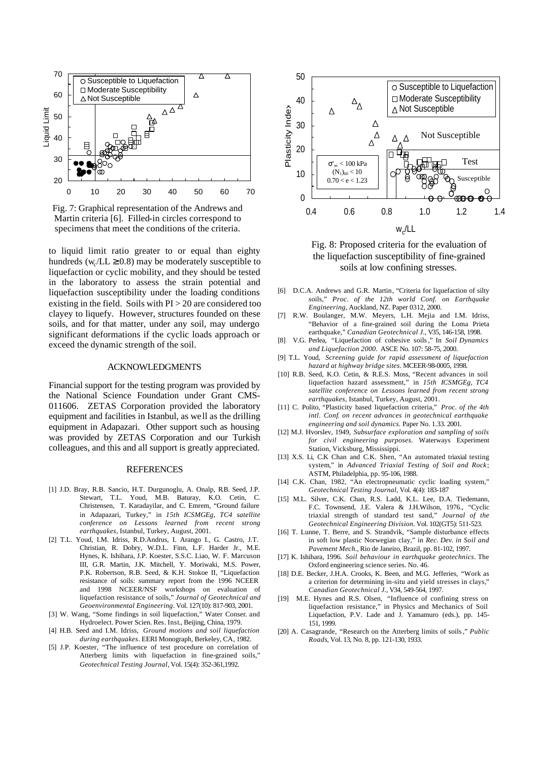Liquid Limit
70
60
50
40
30
20
0 10 20 30 40 50 60 70
○ Susceptible to Liquefaction
□ Moderate Susceptibility
△ Not Susceptible

Fig. 7: Graphical representation of the Andrews and Martin criteria [6]. Filled-in circles correspond to specimens that meet the conditions of the criteria.

Plasticity Index
50
40
30
20
10
0
0.4 0.6 0.8 1.0 1.2 1.4
$w_c$/LL
○ Susceptible to Liquefaction
□ Moderate Susceptibility
△ Not Susceptible
Not Susceptible
Test
Susceptible
$\sigma'_m < 100$ kPa
$(N_1)_{60} < 10$
$0.70 < e < 1.23$

Fig. 8: Proposed criteria for the evaluation of the liquefaction susceptibility of fine-grained soils at low confining stresses.

to liquid limit ratio greater to or equal than eighty hundreds ($w_c/LL \geq 0.8$) may be moderately susceptible to liquefaction or cyclic mobility, and they should be tested in the laboratory to assess the strain potential and liquefaction susceptibility under the loading conditions existing in the field. Soils with PI > 20 are considered too clayey to liquefy. However, structures founded on these soils, and for that matter, under any soil, may undergo significant deformations if the cyclic loads approach or exceed the dynamic strength of the soil.

## ACKNOWLEDGMENTS

Financial support for the testing program was provided by the National Science Foundation under Grant CMS-011606. ZETAS Corporation provided the laboratory equipment and facilities in Istanbul, as well as the drilling equipment in Adapazari. Other support such as housing was provided by ZETAS Corporation and our Turkish colleagues, and this and all support is greatly appreciated.

## REFERENCES

[1] J.D. Bray, R.B. Sancio, H.T. Durgunoglu, A. Onalp, RB. Seed, J.P. Stewart, T.L. Youd, M.B. Baturay, K.O. Cetin, C. Christensen, T. Karadayilar, and C. Emrem, "Ground failure in Adapazari, Turkey," in *15th ICSMGEg, TC4 satellite conference on Lessons learned from recent strong earthquakes*, Istanbul, Turkey, August, 2001.

[2] T.L. Youd, I.M. Idriss, R.D.Andrus, I. Arango I., G. Castro, J.T. Christian, R. Dobry, W.D.L. Finn, L.F. Harder Jr., M.E. Hynes, K. Ishihara, J.P. Koester, S.S.C. Liao, W. F. Marcuson III, G.R. Martin, J.K. Mitchell, Y. Moriwaki, M.S. Power, P.K. Robertson, R.B. Seed, & K.H. Stokoe II, "Liquefaction resistance of soils: summary report from the 1996 NCEER and 1998 NCEER/NSF workshops on evaluation of liquefaction resistance of soils," *Journal of Geotechnical and Geoenvironmental Engineering*. Vol. 127(10): 817-903, 2001.

[3] W. Wang, "Some findings in soil liquefaction," Water Conser. and Hydroelect. Power Scien. Res. Inst., Beijing, China, 1979.

[4] H.B. Seed and I.M. Idriss, *Ground motions and soil liquefaction during earthquakes*. EERI Monograph, Berkeley, CA, 1982.

[5] J.P. Koester, "The influence of test procedure on correlation of Atterberg limits with liquefaction in fine-grained soils," *Geotechnical Testing Journal*, Vol. 15(4): 352-361,1992.

[6] D.C.A. Andrews and G.R. Martin, "Criteria for liquefaction of silty soils," *Proc. of the 12th world Conf. on Earthquake Engineering*, Auckland, NZ. Paper 0312, 2000.

[7] R.W. Boulanger, M.W. Meyers, L.H. Mejia and I.M. Idriss, "Behavior of a fine-grained soil during the Loma Prieta earthquake," *Canadian Geotechnical J.*, V35, 146-158, 1998.

[8] V.G. Perlea, "Liquefaction of cohesive soils," In *Soil Dynamics and Liquefaction 2000*. ASCE No. 107: 58-75, 2000.

[9] T.L. Youd, *Screening guide for rapid assessment of liquefaction hazard at highway bridge sites*. MCEER-98-0005, 1998.

[10] R.B. Seed, K.O. Cetin, & R.E.S. Moss, "Recent advances in soil liquefaction hazard assessment," in *15th ICSMGEg, TC4 satellite conference on Lessons learned from recent strong earthquakes*, Istanbul, Turkey, August, 2001.

[11] C. Polito, "Plasticity based liquefaction criteria," *Proc. of the 4th intl. Conf. on recent advances in geotechnical earthquake engineering and soil dynamics.* Paper No. 1.33. 2001.

[12] M.J. Hvorslev, 1949, *Subsurface exploration and sampling of soils for civil engineering purposes*. Waterways Experiment Station, Vicksburg, Mississippi.

[13] X.S. Li, C.K Chan and C.K. Shen, "An automated triaxial testing system," in *Advanced Triaxial Testing of Soil and Rock*; ASTM, Philadelphia, pp. 95-106, 1988.

[14] C.K. Chan, 1982, "An electropneumatic cyclic loading system," *Geotechnical Testing Journal*, Vol. 4(4): 183-187

[15] M.L. Silver, C.K. Chan, R.S. Ladd, K.L. Lee, D.A. Tiedemann, F.C. Townsend, J.E. Valera & J.H.Wilson, 1976., "Cyclic triaxial strength of standard test sand," *Journal of the Geotechnical Engineering Division*. Vol. 102(GT5): 511-523.

[16] T. Lunne, T. Berre, and S. Strandvik, "Sample disturbance effects in soft low plastic Norwegian clay," in *Rec. Dev. in Soil and Pavement Mech.*, Rio de Janeiro, Brazil, pp. 81-102, 1997.

[17] K. Ishihara, 1996. *Soil behaviour in earthquake geotechnics*. The Oxford engineering science series. No. 46.

[18] D.E. Becker, J.H.A. Crooks, K. Been, and M.G. Jefferies, "Work as a criterion for determining in-situ and yield stresses in clays," *Canadian Geotechnical J.*, V34, 549-564, 1997.

[19] M.E. Hynes and R.S. Olsen, "Influence of confining stress on liquefaction resistance," in Physics and Mechanics of Soil Liquefaction, P.V. Lade and J. Yamamuro (eds.), pp. 145-151, 1999.

[20] A. Casagrande, "Research on the Atterberg limits of soils," *Public Roads*, Vol. 13, No. 8, pp. 121-130, 1933.